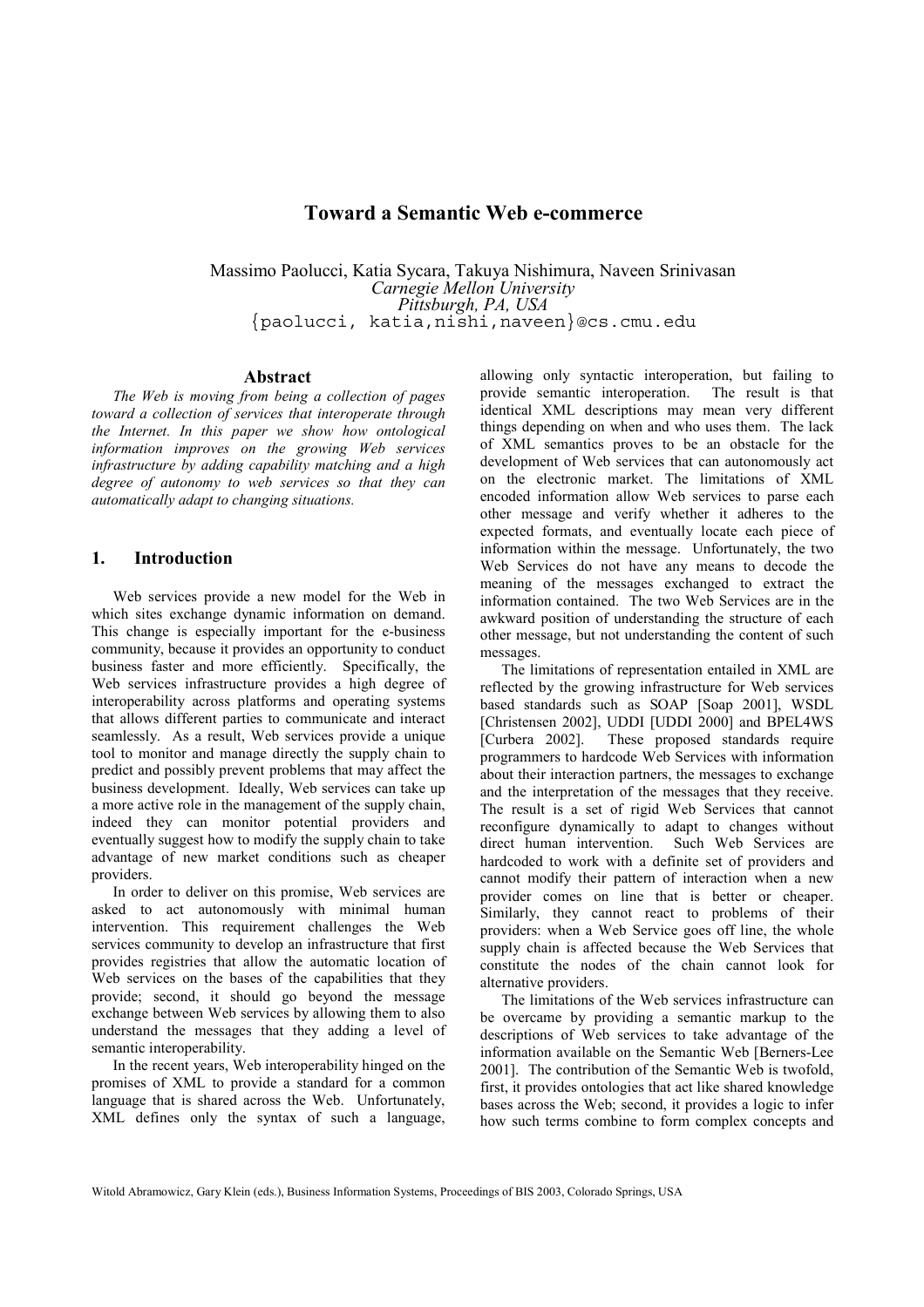# Toward a Semantic Web e-commerce

Massimo Paolucci, Katia Sycara, Takuya Nishimura, Naveen Srinivasan
*Carnegie Mellon University*
*Pittsburgh, PA, USA*
{paolucci, katia,nishi,naveen}@cs.cmu.edu

## Abstract

*The Web is moving from being a collection of pages toward a collection of services that interoperate through the Internet. In this paper we show how ontological information improves on the growing Web services infrastructure by adding capability matching and a high degree of autonomy to web services so that they can automatically adapt to changing situations.*

## 1. Introduction

Web services provide a new model for the Web in which sites exchange dynamic information on demand. This change is especially important for the e-business community, because it provides an opportunity to conduct business faster and more efficiently. Specifically, the Web services infrastructure provides a high degree of interoperability across platforms and operating systems that allows different parties to communicate and interact seamlessly. As a result, Web services provide a unique tool to monitor and manage directly the supply chain to predict and possibly prevent problems that may affect the business development. Ideally, Web services can take up a more active role in the management of the supply chain, indeed they can monitor potential providers and eventually suggest how to modify the supply chain to take advantage of new market conditions such as cheaper providers.

In order to deliver on this promise, Web services are asked to act autonomously with minimal human intervention. This requirement challenges the Web services community to develop an infrastructure that first provides registries that allow the automatic location of Web services on the bases of the capabilities that they provide; second, it should go beyond the message exchange between Web services by allowing them to also understand the messages that they adding a level of semantic interoperability.

In the recent years, Web interoperability hinged on the promises of XML to provide a standard for a common language that is shared across the Web. Unfortunately, XML defines only the syntax of such a language, allowing only syntactic interoperation, but failing to provide semantic interoperation. The result is that identical XML descriptions may mean very different things depending on when and who uses them. The lack of XML semantics proves to be an obstacle for the development of Web services that can autonomously act on the electronic market. The limitations of XML encoded information allow Web services to parse each other message and verify whether it adheres to the expected formats, and eventually locate each piece of information within the message. Unfortunately, the two Web Services do not have any means to decode the meaning of the messages exchanged to extract the information contained. The two Web Services are in the awkward position of understanding the structure of each other message, but not understanding the content of such messages.

The limitations of representation entailed in XML are reflected by the growing infrastructure for Web services based standards such as SOAP [Soap 2001], WSDL [Christensen 2002], UDDI [UDDI 2000] and BPEL4WS [Curbera 2002]. These proposed standards require programmers to hardcode Web Services with information about their interaction partners, the messages to exchange and the interpretation of the messages that they receive. The result is a set of rigid Web Services that cannot reconfigure dynamically to adapt to changes without direct human intervention. Such Web Services are hardcoded to work with a definite set of providers and cannot modify their pattern of interaction when a new provider comes on line that is better or cheaper. Similarly, they cannot react to problems of their providers: when a Web Service goes off line, the whole supply chain is affected because the Web Services that constitute the nodes of the chain cannot look for alternative providers.

The limitations of the Web services infrastructure can be overcame by providing a semantic markup to the descriptions of Web services to take advantage of the information available on the Semantic Web [Berners-Lee 2001]. The contribution of the Semantic Web is twofold, first, it provides ontologies that act like shared knowledge bases across the Web; second, it provides a logic to infer how such terms combine to form complex concepts and

Witold Abramowicz, Gary Klein (eds.), Business Information Systems, Proceedings of BIS 2003, Colorado Springs, USA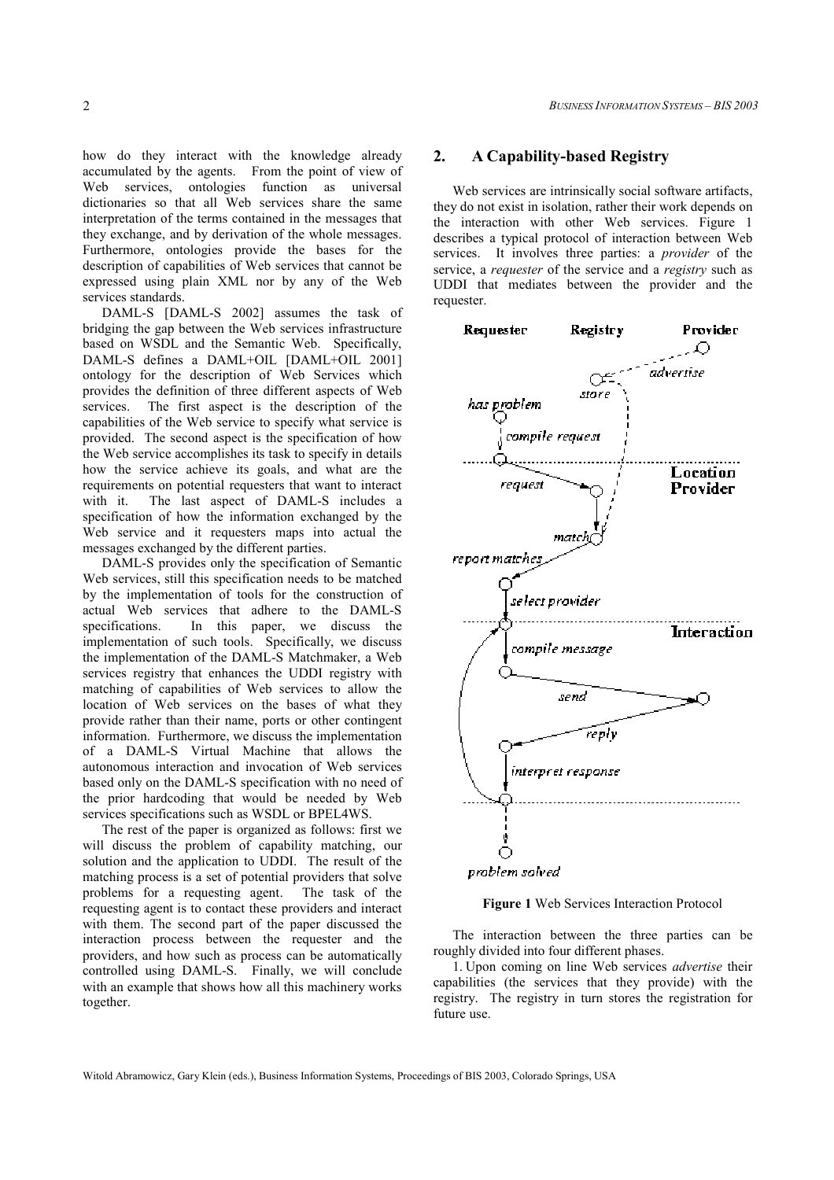how do they interact with the knowledge already accumulated by the agents. From the point of view of Web services, ontologies function as universal dictionaries so that all Web services share the same interpretation of the terms contained in the messages that they exchange, and by derivation of the whole messages. Furthermore, ontologies provide the bases for the description of capabilities of Web services that cannot be expressed using plain XML nor by any of the Web services standards.

DAML-S [DAML-S 2002] assumes the task of bridging the gap between the Web services infrastructure based on WSDL and the Semantic Web. Specifically, DAML-S defines a DAML+OIL [DAML+OIL 2001] ontology for the description of Web Services which provides the definition of three different aspects of Web services. The first aspect is the description of the capabilities of the Web service to specify what service is provided. The second aspect is the specification of how the Web service accomplishes its task to specify in details how the service achieve its goals, and what are the requirements on potential requesters that want to interact with it. The last aspect of DAML-S includes a specification of how the information exchanged by the Web service and it requesters maps into actual the messages exchanged by the different parties.

DAML-S provides only the specification of Semantic Web services, still this specification needs to be matched by the implementation of tools for the construction of actual Web services that adhere to the DAML-S specifications. In this paper, we discuss the implementation of such tools. Specifically, we discuss the implementation of the DAML-S Matchmaker, a Web services registry that enhances the UDDI registry with matching of capabilities of Web services to allow the location of Web services on the bases of what they provide rather than their name, ports or other contingent information. Furthermore, we discuss the implementation of a DAML-S Virtual Machine that allows the autonomous interaction and invocation of Web services based only on the DAML-S specification with no need of the prior hardcoding that would be needed by Web services specifications such as WSDL or BPEL4WS.

The rest of the paper is organized as follows: first we will discuss the problem of capability matching, our solution and the application to UDDI. The result of the matching process is a set of potential providers that solve problems for a requesting agent. The task of the requesting agent is to contact these providers and interact with them. The second part of the paper discussed the interaction process between the requester and the providers, and how such as process can be automatically controlled using DAML-S. Finally, we will conclude with an example that shows how all this machinery works together.

## 2. A Capability-based Registry

Web services are intrinsically social software artifacts, they do not exist in isolation, rather their work depends on the interaction with other Web services. Figure 1 describes a typical protocol of interaction between Web services. It involves three parties: a *provider* of the service, a *requester* of the service and a *registry* such as UDDI that mediates between the provider and the requester.

**Figure 1** Web Services Interaction Protocol

The interaction between the three parties can be roughly divided into four different phases.

1. Upon coming on line Web services *advertise* their capabilities (the services that they provide) with the registry. The registry in turn stores the registration for future use.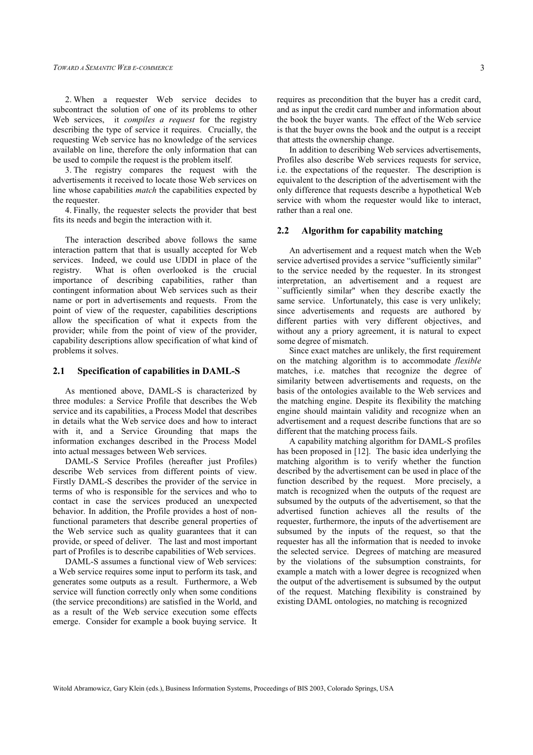2. When a requester Web service decides to subcontract the solution of one of its problems to other Web services, it *compiles a request* for the registry describing the type of service it requires. Crucially, the requesting Web service has no knowledge of the services available on line, therefore the only information that can be used to compile the request is the problem itself.

3. The registry compares the request with the advertisements it received to locate those Web services on line whose capabilities *match* the capabilities expected by the requester.

4. Finally, the requester selects the provider that best fits its needs and begin the interaction with it.

The interaction described above follows the same interaction pattern that that is usually accepted for Web services. Indeed, we could use UDDI in place of the registry. What is often overlooked is the crucial importance of describing capabilities, rather than contingent information about Web services such as their name or port in advertisements and requests. From the point of view of the requester, capabilities descriptions allow the specification of what it expects from the provider; while from the point of view of the provider, capability descriptions allow specification of what kind of problems it solves.

### 2.1 Specification of capabilities in DAML-S

As mentioned above, DAML-S is characterized by three modules: a Service Profile that describes the Web service and its capabilities, a Process Model that describes in details what the Web service does and how to interact with it, and a Service Grounding that maps the information exchanges described in the Process Model into actual messages between Web services.

DAML-S Service Profiles (hereafter just Profiles) describe Web services from different points of view. Firstly DAML-S describes the provider of the service in terms of who is responsible for the services and who to contact in case the services produced an unexpected behavior. In addition, the Profile provides a host of non-functional parameters that describe general properties of the Web service such as quality guarantees that it can provide, or speed of deliver. The last and most important part of Profiles is to describe capabilities of Web services.

DAML-S assumes a functional view of Web services: a Web service requires some input to perform its task, and generates some outputs as a result. Furthermore, a Web service will function correctly only when some conditions (the service preconditions) are satisfied in the World, and as a result of the Web service execution some effects emerge. Consider for example a book buying service. It requires as precondition that the buyer has a credit card, and as input the credit card number and information about the book the buyer wants. The effect of the Web service is that the buyer owns the book and the output is a receipt that attests the ownership change.

In addition to describing Web services advertisements, Profiles also describe Web services requests for service, i.e. the expectations of the requester. The description is equivalent to the description of the advertisement with the only difference that requests describe a hypothetical Web service with whom the requester would like to interact, rather than a real one.

### 2.2 Algorithm for capability matching

An advertisement and a request match when the Web service advertised provides a service "sufficiently similar" to the service needed by the requester. In its strongest interpretation, an advertisement and a request are ``sufficiently similar'' when they describe exactly the same service. Unfortunately, this case is very unlikely; since advertisements and requests are authored by different parties with very different objectives, and without any a priory agreement, it is natural to expect some degree of mismatch.

Since exact matches are unlikely, the first requirement on the matching algorithm is to accommodate *flexible* matches, i.e. matches that recognize the degree of similarity between advertisements and requests, on the basis of the ontologies available to the Web services and the matching engine. Despite its flexibility the matching engine should maintain validity and recognize when an advertisement and a request describe functions that are so different that the matching process fails.

A capability matching algorithm for DAML-S profiles has been proposed in [12]. The basic idea underlying the matching algorithm is to verify whether the function described by the advertisement can be used in place of the function described by the request. More precisely, a match is recognized when the outputs of the request are subsumed by the outputs of the advertisement, so that the advertised function achieves all the results of the requester, furthermore, the inputs of the advertisement are subsumed by the inputs of the request, so that the requester has all the information that is needed to invoke the selected service. Degrees of matching are measured by the violations of the subsumption constraints, for example a match with a lower degree is recognized when the output of the advertisement is subsumed by the output of the request. Matching flexibility is constrained by existing DAML ontologies, no matching is recognized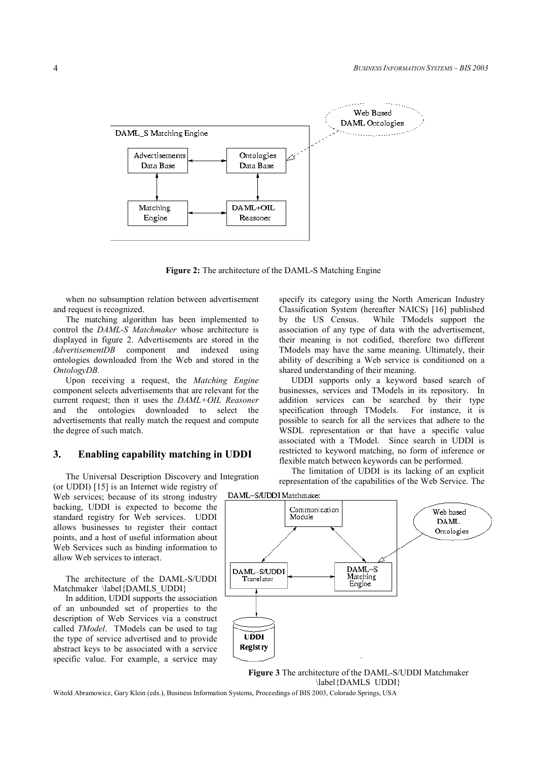**Figure 2:** The architecture of the DAML-S Matching Engine

when no subsumption relation between advertisement and request is recognized.

The matching algorithm has been implemented to control the *DAML-S Matchmaker* whose architecture is displayed in figure 2. Advertisements are stored in the *AdvertisementDB* component and indexed using ontologies downloaded from the Web and stored in the *OntologyDB.*

Upon receiving a request, the *Matching Engine* component selects advertisements that are relevant for the current request; then it uses the *DAML+OIL Reasoner* and the ontologies downloaded to select the advertisements that really match the request and compute the degree of such match.

## 3. Enabling capability matching in UDDI

The Universal Description Discovery and Integration (or UDDI) [15] is an Internet wide registry of Web services; because of its strong industry backing, UDDI is expected to become the standard registry for Web services. UDDI allows businesses to register their contact points, and a host of useful information about Web Services such as binding information to allow Web services to interact.

The architecture of the DAML-S/UDDI Matchmaker \label{DAMLS_UDDI}

In addition, UDDI supports the association of an unbounded set of properties to the description of Web Services via a construct called *TModel*. TModels can be used to tag the type of service advertised and to provide abstract keys to be associated with a service specific value. For example, a service may specify its category using the North American Industry Classification System (hereafter NAICS) [16] published by the US Census. While TModels support the association of any type of data with the advertisement, their meaning is not codified, therefore two different TModels may have the same meaning. Ultimately, their ability of describing a Web service is conditioned on a shared understanding of their meaning.

UDDI supports only a keyword based search of businesses, services and TModels in its repository. In addition services can be searched by their type specification through TModels. For instance, it is possible to search for all the services that adhere to the WSDL representation or that have a specific value associated with a TModel. Since search in UDDI is restricted to keyword matching, no form of inference or flexible match between keywords can be performed.

The limitation of UDDI is its lacking of an explicit representation of the capabilities of the Web Service. The

**Figure 3** The architecture of the DAML-S/UDDI Matchmaker \label{DAMLS_UDDI}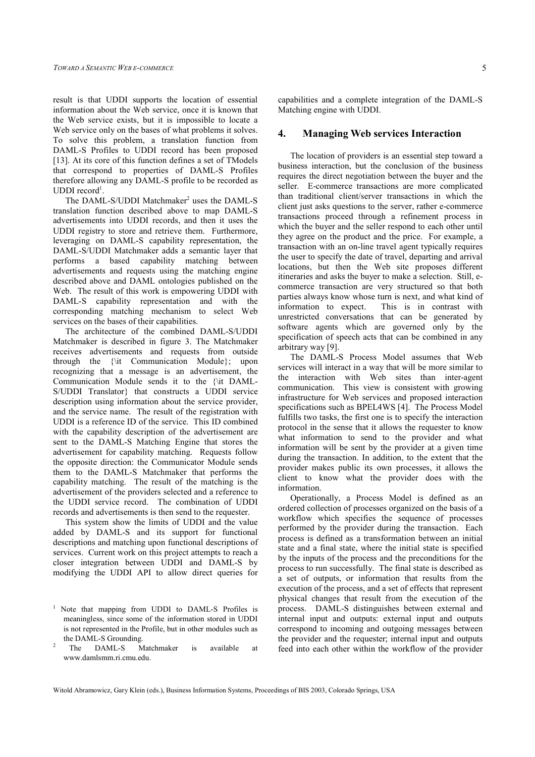result is that UDDI supports the location of essential information about the Web service, once it is known that the Web service exists, but it is impossible to locate a Web service only on the bases of what problems it solves. To solve this problem, a translation function from DAML-S Profiles to UDDI record has been proposed [13]. At its core of this function defines a set of TModels that correspond to properties of DAML-S Profiles therefore allowing any DAML-S profile to be recorded as UDDI record[1].

The DAML-S/UDDI Matchmaker[2] uses the DAML-S translation function described above to map DAML-S advertisements into UDDI records, and then it uses the UDDI registry to store and retrieve them. Furthermore, leveraging on DAML-S capability representation, the DAML-S/UDDI Matchmaker adds a semantic layer that performs a based capability matching between advertisements and requests using the matching engine described above and DAML ontologies published on the Web. The result of this work is empowering UDDI with DAML-S capability representation and with the corresponding matching mechanism to select Web services on the bases of their capabilities.

The architecture of the combined DAML-S/UDDI Matchmaker is described in figure 3. The Matchmaker receives advertisements and requests from outside through the {\it Communication Module}; upon recognizing that a message is an advertisement, the Communication Module sends it to the {\it DAML-S/UDDI Translator} that constructs a UDDI service description using information about the service provider, and the service name. The result of the registration with UDDI is a reference ID of the service. This ID combined with the capability description of the advertisement are sent to the DAML-S Matching Engine that stores the advertisement for capability matching. Requests follow the opposite direction: the Communicator Module sends them to the DAML-S Matchmaker that performs the capability matching. The result of the matching is the advertisement of the providers selected and a reference to the UDDI service record. The combination of UDDI records and advertisements is then send to the requester.

This system show the limits of UDDI and the value added by DAML-S and its support for functional descriptions and matching upon functional descriptions of services. Current work on this project attempts to reach a closer integration between UDDI and DAML-S by modifying the UDDI API to allow direct queries for capabilities and a complete integration of the DAML-S Matching engine with UDDI.

## 4. Managing Web services Interaction

The location of providers is an essential step toward a business interaction, but the conclusion of the business requires the direct negotiation between the buyer and the seller. E-commerce transactions are more complicated than traditional client/server transactions in which the client just asks questions to the server, rather e-commerce transactions proceed through a refinement process in which the buyer and the seller respond to each other until they agree on the product and the price. For example, a transaction with an on-line travel agent typically requires the user to specify the date of travel, departing and arrival locations, but then the Web site proposes different itineraries and asks the buyer to make a selection. Still, e-commerce transaction are very structured so that both parties always know whose turn is next, and what kind of information to expect. This is in contrast with unrestricted conversations that can be generated by software agents which are governed only by the specification of speech acts that can be combined in any arbitrary way [9].

The DAML-S Process Model assumes that Web services will interact in a way that will be more similar to the interaction with Web sites than inter-agent communication. This view is consistent with growing infrastructure for Web services and proposed interaction specifications such as BPEL4WS [4]. The Process Model fulfills two tasks, the first one is to specify the interaction protocol in the sense that it allows the requester to know what information to send to the provider and what information will be sent by the provider at a given time during the transaction. In addition, to the extent that the provider makes public its own processes, it allows the client to know what the provider does with the information.

Operationally, a Process Model is defined as an ordered collection of processes organized on the basis of a workflow which specifies the sequence of processes performed by the provider during the transaction. Each process is defined as a transformation between an initial state and a final state, where the initial state is specified by the inputs of the process and the preconditions for the process to run successfully. The final state is described as a set of outputs, or information that results from the execution of the process, and a set of effects that represent physical changes that result from the execution of the process. DAML-S distinguishes between external and internal input and outputs: external input and outputs correspond to incoming and outgoing messages between the provider and the requester; internal input and outputs feed into each other within the workflow of the provider

---

[1] Note that mapping from UDDI to DAML-S Profiles is meaningless, since some of the information stored in UDDI is not represented in the Profile, but in other modules such as the DAML-S Grounding.

[2] The DAML-S Matchmaker is available at www.damlsmm.ri.cmu.edu.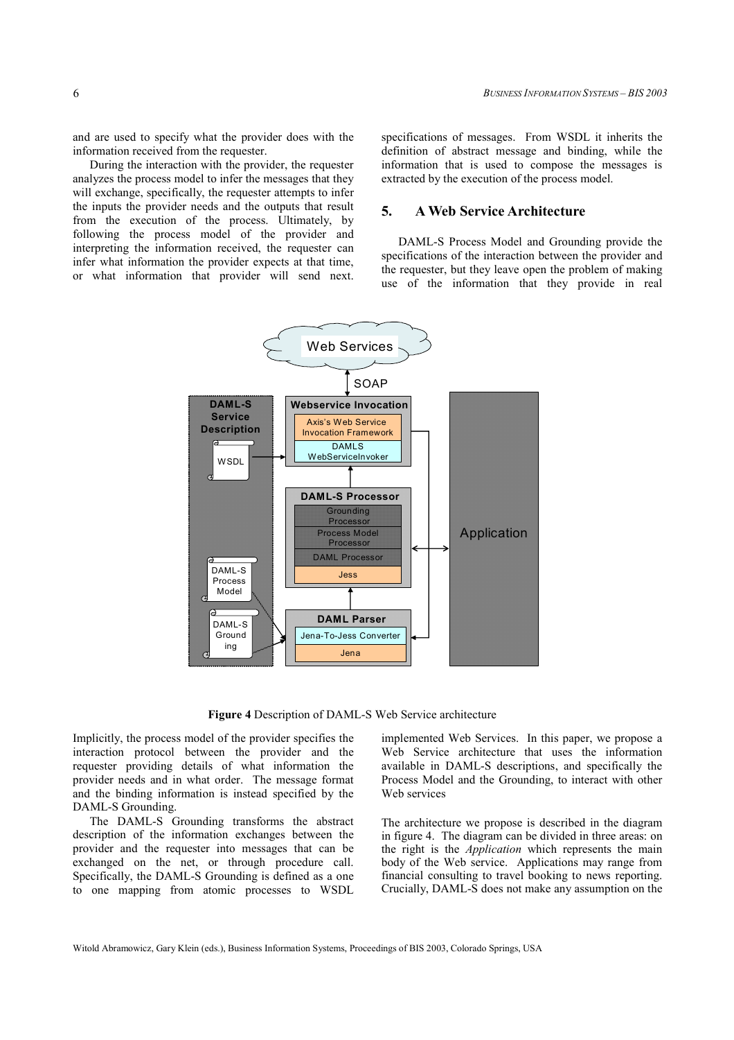and are used to specify what the provider does with the information received from the requester.

During the interaction with the provider, the requester analyzes the process model to infer the messages that they will exchange, specifically, the requester attempts to infer the inputs the provider needs and the outputs that result from the execution of the process. Ultimately, by following the process model of the provider and interpreting the information received, the requester can infer what information the provider expects at that time, or what information that provider will send next. Implicitly, the process model of the provider specifies the interaction protocol between the provider and the requester providing details of what information the provider needs and in what order. The message format and the binding information is instead specified by the DAML-S Grounding.

The DAML-S Grounding transforms the abstract description of the information exchanges between the provider and the requester into messages that can be exchanged on the net, or through procedure call. Specifically, the DAML-S Grounding is defined as a one to one mapping from atomic processes to WSDL specifications of messages. From WSDL it inherits the definition of abstract message and binding, while the information that is used to compose the messages is extracted by the execution of the process model.

## 5. A Web Service Architecture

DAML-S Process Model and Grounding provide the specifications of the interaction between the provider and the requester, but they leave open the problem of making use of the information that they provide in real implemented Web Services. In this paper, we propose a Web Service architecture that uses the information available in DAML-S descriptions, and specifically the Process Model and the Grounding, to interact with other Web services

**Figure 4** Description of DAML-S Web Service architecture

The architecture we propose is described in the diagram in figure 4. The diagram can be divided in three areas: on the right is the *Application* which represents the main body of the Web service. Applications may range from financial consulting to travel booking to news reporting. Crucially, DAML-S does not make any assumption on the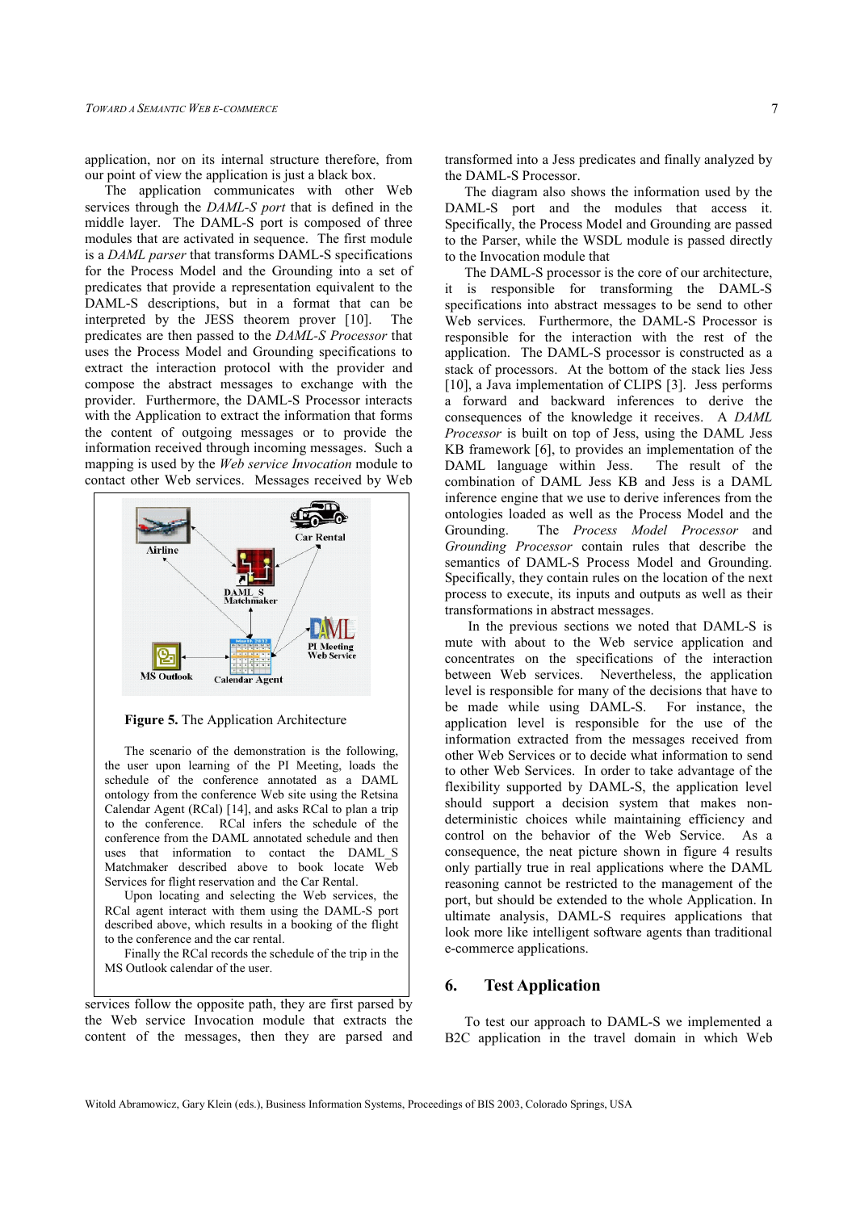application, nor on its internal structure therefore, from our point of view the application is just a black box.

The application communicates with other Web services through the *DAML-S port* that is defined in the middle layer. The DAML-S port is composed of three modules that are activated in sequence. The first module is a *DAML parser* that transforms DAML-S specifications for the Process Model and the Grounding into a set of predicates that provide a representation equivalent to the DAML-S descriptions, but in a format that can be interpreted by the JESS theorem prover [10]. The predicates are then passed to the *DAML-S Processor* that uses the Process Model and Grounding specifications to extract the interaction protocol with the provider and compose the abstract messages to exchange with the provider. Furthermore, the DAML-S Processor interacts with the Application to extract the information that forms the content of outgoing messages or to provide the information received through incoming messages. Such a mapping is used by the *Web service Invocation* module to contact other Web services. Messages received by Web services follow the opposite path, they are first parsed by the Web service Invocation module that extracts the content of the messages, then they are parsed and transformed into a Jess predicates and finally analyzed by the DAML-S Processor.

The diagram also shows the information used by the DAML-S port and the modules that access it. Specifically, the Process Model and Grounding are passed to the Parser, while the WSDL module is passed directly to the Invocation module that

The DAML-S processor is the core of our architecture, it is responsible for transforming the DAML-S specifications into abstract messages to be send to other Web services. Furthermore, the DAML-S Processor is responsible for the interaction with the rest of the application. The DAML-S processor is constructed as a stack of processors. At the bottom of the stack lies Jess [10], a Java implementation of CLIPS [3]. Jess performs a forward and backward inferences to derive the consequences of the knowledge it receives. A *DAML Processor* is built on top of Jess, using the DAML Jess KB framework [6], to provides an implementation of the DAML language within Jess. The result of the combination of DAML Jess KB and Jess is a DAML inference engine that we use to derive inferences from the ontologies loaded as well as the Process Model and the Grounding. The *Process Model Processor* and *Grounding Processor* contain rules that describe the semantics of DAML-S Process Model and Grounding. Specifically, they contain rules on the location of the next process to execute, its inputs and outputs as well as their transformations in abstract messages.

In the previous sections we noted that DAML-S is mute with about to the Web service application and concentrates on the specifications of the interaction between Web services. Nevertheless, the application level is responsible for many of the decisions that have to be made while using DAML-S. For instance, the application level is responsible for the use of the information extracted from the messages received from other Web Services or to decide what information to send to other Web Services. In order to take advantage of the flexibility supported by DAML-S, the application level should support a decision system that makes non-deterministic choices while maintaining efficiency and control on the behavior of the Web Service. As a consequence, the neat picture shown in figure 4 results only partially true in real applications where the DAML reasoning cannot be restricted to the management of the port, but should be extended to the whole Application. In ultimate analysis, DAML-S requires applications that look more like intelligent software agents than traditional e-commerce applications.

**Figure 5.** The Application Architecture

The scenario of the demonstration is the following, the user upon learning of the PI Meeting, loads the schedule of the conference annotated as a DAML ontology from the conference Web site using the Retsina Calendar Agent (RCal) [14], and asks RCal to plan a trip to the conference. RCal infers the schedule of the conference from the DAML annotated schedule and then uses that information to contact the DAML_S Matchmaker described above to locate Web Services for flight reservation and the Car Rental.

Upon locating and selecting the Web services, the RCal agent interact with them using the DAML-S port described above, which results in a booking of the flight to the conference and the car rental.

Finally the RCal records the schedule of the trip in the MS Outlook calendar of the user.

## 6. Test Application

To test our approach to DAML-S we implemented a B2C application in the travel domain in which Web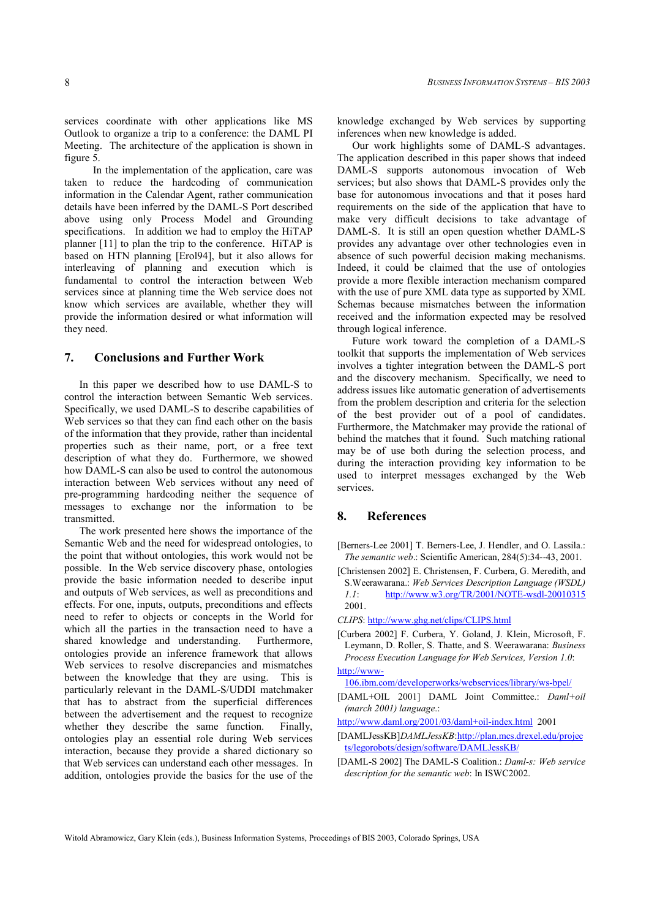services coordinate with other applications like MS Outlook to organize a trip to a conference: the DAML PI Meeting. The architecture of the application is shown in figure 5.

In the implementation of the application, care was taken to reduce the hardcoding of communication information in the Calendar Agent, rather communication details have been inferred by the DAML-S Port described above using only Process Model and Grounding specifications. In addition we had to employ the HiTAP planner [11] to plan the trip to the conference. HiTAP is based on HTN planning [Erol94], but it also allows for interleaving of planning and execution which is fundamental to control the interaction between Web services since at planning time the Web service does not know which services are available, whether they will provide the information desired or what information will they need.

## 7. Conclusions and Further Work

In this paper we described how to use DAML-S to control the interaction between Semantic Web services. Specifically, we used DAML-S to describe capabilities of Web services so that they can find each other on the basis of the information that they provide, rather than incidental properties such as their name, port, or a free text description of what they do. Furthermore, we showed how DAML-S can also be used to control the autonomous interaction between Web services without any need of pre-programming hardcoding neither the sequence of messages to exchange nor the information to be transmitted.

The work presented here shows the importance of the Semantic Web and the need for widespread ontologies, to the point that without ontologies, this work would not be possible. In the Web service discovery phase, ontologies provide the basic information needed to describe input and outputs of Web services, as well as preconditions and effects. For one, inputs, outputs, preconditions and effects need to refer to objects or concepts in the World for which all the parties in the transaction need to have a shared knowledge and understanding. Furthermore, ontologies provide an inference framework that allows Web services to resolve discrepancies and mismatches between the knowledge that they are using. This is particularly relevant in the DAML-S/UDDI matchmaker that has to abstract from the superficial differences between the advertisement and the request to recognize whether they describe the same function. Finally, ontologies play an essential role during Web services interaction, because they provide a shared dictionary so that Web services can understand each other messages. In addition, ontologies provide the basics for the use of the knowledge exchanged by Web services by supporting inferences when new knowledge is added.

Our work highlights some of DAML-S advantages. The application described in this paper shows that indeed DAML-S supports autonomous invocation of Web services; but also shows that DAML-S provides only the base for autonomous invocations and that it poses hard requirements on the side of the application that have to make very difficult decisions to take advantage of DAML-S. It is still an open question whether DAML-S provides any advantage over other technologies even in absence of such powerful decision making mechanisms. Indeed, it could be claimed that the use of ontologies provide a more flexible interaction mechanism compared with the use of pure XML data type as supported by XML Schemas because mismatches between the information received and the information expected may be resolved through logical inference.

Future work toward the completion of a DAML-S toolkit that supports the implementation of Web services involves a tighter integration between the DAML-S port and the discovery mechanism. Specifically, we need to address issues like automatic generation of advertisements from the problem description and criteria for the selection of the best provider out of a pool of candidates. Furthermore, the Matchmaker may provide the rational of behind the matches that it found. Such matching rational may be of use both during the selection process, and during the interaction providing key information to be used to interpret messages exchanged by the Web services.

## 8. References

[Berners-Lee 2001] T. Berners-Lee, J. Hendler, and O. Lassila.: *The semantic web*.: Scientific American, 284(5):34--43, 2001.

[Christensen 2002] E. Christensen, F. Curbera, G. Meredith, and S.Weerawarana.: *Web Services Description Language (WSDL) 1.1*: http://www.w3.org/TR/2001/NOTE-wsdl-20010315 2001.

*CLIPS*: http://www.ghg.net/clips/CLIPS.html

[Curbera 2002] F. Curbera, Y. Goland, J. Klein, Microsoft, F. Leymann, D. Roller, S. Thatte, and S. Weerawarana: *Business Process Execution Language for Web Services, Version 1.0*: http://www-106.ibm.com/developerworks/webservices/library/ws-bpel/

[DAML+OIL 2001] DAML Joint Committee.: *Daml+oil (march 2001) language*.: http://www.daml.org/2001/03/daml+oil-index.html 2001

[DAMLJessKB]*DAMLJessKB*:http://plan.mcs.drexel.edu/projects/legorobots/design/software/DAMLJessKB/

[DAML-S 2002] The DAML-S Coalition.: *Daml-s: Web service description for the semantic web*: In ISWC2002.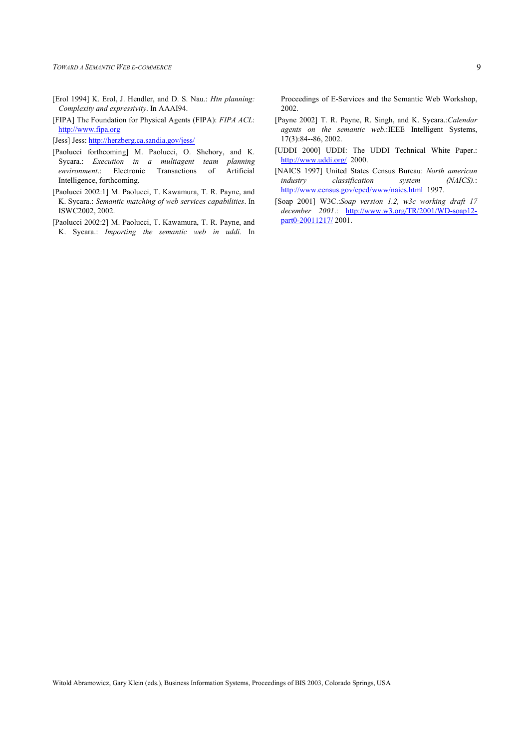[Erol 1994] K. Erol, J. Hendler, and D. S. Nau.: *Htn planning: Complexity and expressivity*. In AAAI94.

[FIPA] The Foundation for Physical Agents (FIPA): *FIPA ACL*: http://www.fipa.org

[Jess] Jess: http://herzberg.ca.sandia.gov/jess/

[Paolucci forthcoming] M. Paolucci, O. Shehory, and K. Sycara.: *Execution in a multiagent team planning environment*.: Electronic Transactions of Artificial Intelligence, forthcoming.

[Paolucci 2002:1] M. Paolucci, T. Kawamura, T. R. Payne, and K. Sycara.: *Semantic matching of web services capabilities*. In ISWC2002, 2002.

[Paolucci 2002:2] M. Paolucci, T. Kawamura, T. R. Payne, and K. Sycara.: *Importing the semantic web in uddi*. In Proceedings of E-Services and the Semantic Web Workshop, 2002.

[Payne 2002] T. R. Payne, R. Singh, and K. Sycara.:*Calendar agents on the semantic web.*:IEEE Intelligent Systems, 17(3):84--86, 2002.

[UDDI 2000] UDDI: The UDDI Technical White Paper.: http://www.uddi.org/ 2000.

[NAICS 1997] United States Census Bureau: *North american industry classification system (NAICS).*: http://www.census.gov/epcd/www/naics.html 1997.

[Soap 2001] W3C.:*Soap version 1.2, w3c working draft 17 december 2001*.: http://www.w3.org/TR/2001/WD-soap12-part0-20011217/ 2001.